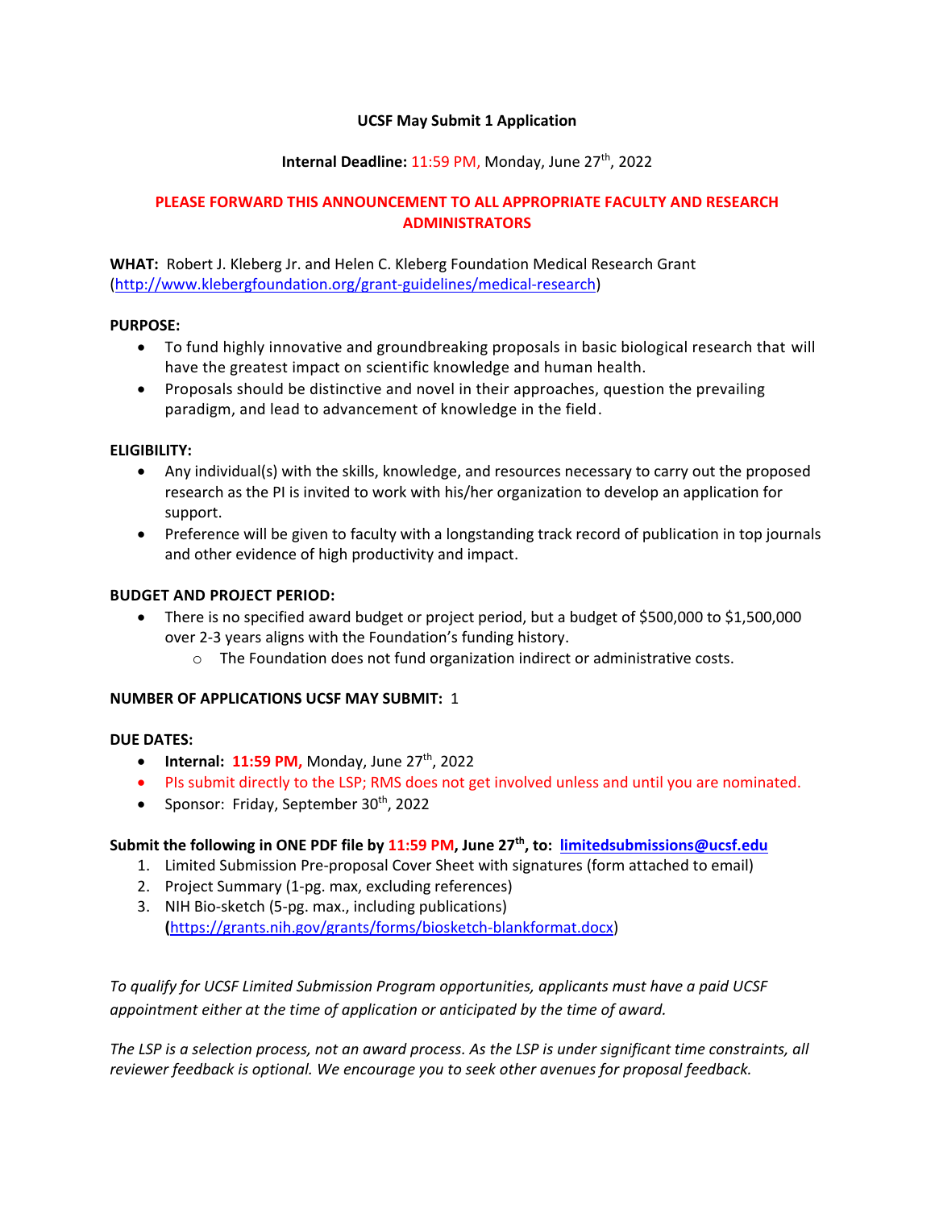**UCSF May Submit 1 Application**

**Internal Deadline:** 11:59 PM, Monday, June 27th, 2022

**PLEASE FORWARD THIS ANNOUNCEMENT TO ALL APPROPRIATE FACULTY AND RESEARCH ADMINISTRATORS**

**WHAT:** Robert J. Kleberg Jr. and Helen C. Kleberg Foundation Medical Research Grant (http://www.klebergfoundation.org/grant-guidelines/medical-research)

**PURPOSE:**

- To fund highly innovative and groundbreaking proposals in basic biological research that will have the greatest impact on scientific knowledge and human health.
- Proposals should be distinctive and novel in their approaches, question the prevailing paradigm, and lead to advancement of knowledge in the field.

**ELIGIBILITY:**

- Any individual(s) with the skills, knowledge, and resources necessary to carry out the proposed research as the PI is invited to work with his/her organization to develop an application for support.
- Preference will be given to faculty with a longstanding track record of publication in top journals and other evidence of high productivity and impact.

**BUDGET AND PROJECT PERIOD:**

- There is no specified award budget or project period, but a budget of $500,000 to $1,500,000 over 2-3 years aligns with the Foundation's funding history.
  - The Foundation does not fund organization indirect or administrative costs.

**NUMBER OF APPLICATIONS UCSF MAY SUBMIT:** 1

**DUE DATES:**

- **Internal: 11:59 PM,** Monday, June 27th, 2022
- PIs submit directly to the LSP; RMS does not get involved unless and until you are nominated.
- Sponsor: Friday, September 30th, 2022

**Submit the following in ONE PDF file by 11:59 PM, June 27th, to: limitedsubmissions@ucsf.edu**

1. Limited Submission Pre-proposal Cover Sheet with signatures (form attached to email)
2. Project Summary (1-pg. max, excluding references)
3. NIH Bio-sketch (5-pg. max., including publications) (https://grants.nih.gov/grants/forms/biosketch-blankformat.docx)

*To qualify for UCSF Limited Submission Program opportunities, applicants must have a paid UCSF appointment either at the time of application or anticipated by the time of award.*

*The LSP is a selection process, not an award process. As the LSP is under significant time constraints, all reviewer feedback is optional. We encourage you to seek other avenues for proposal feedback.*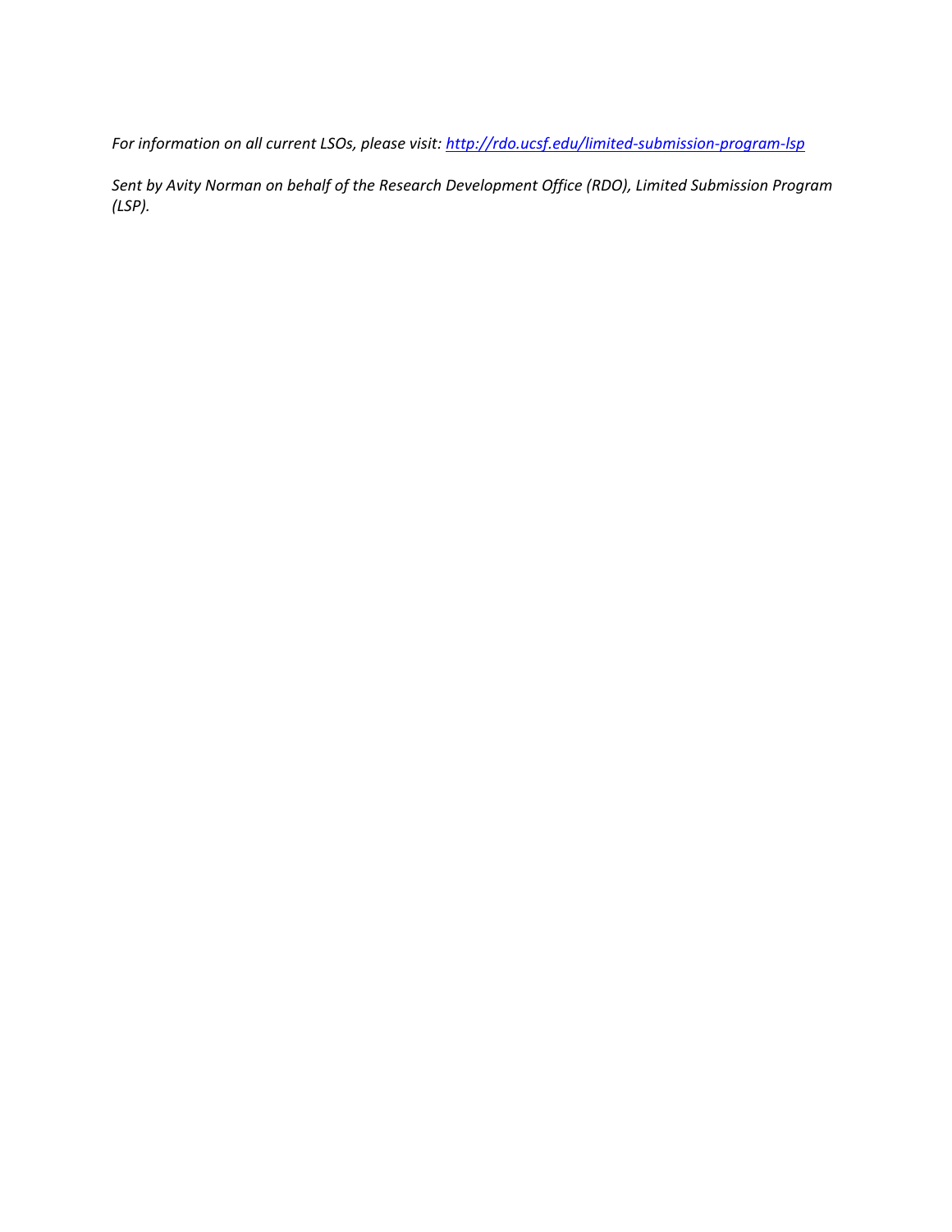*For information on all current LSOs, please visit: [http://rdo.ucsf.edu/limited-submission-program-lsp](http://rdo.ucsf.edu/limited-submission-program-lsp)*

*Sent by Avity Norman on behalf of the Research Development Office (RDO), Limited Submission Program (LSP).*